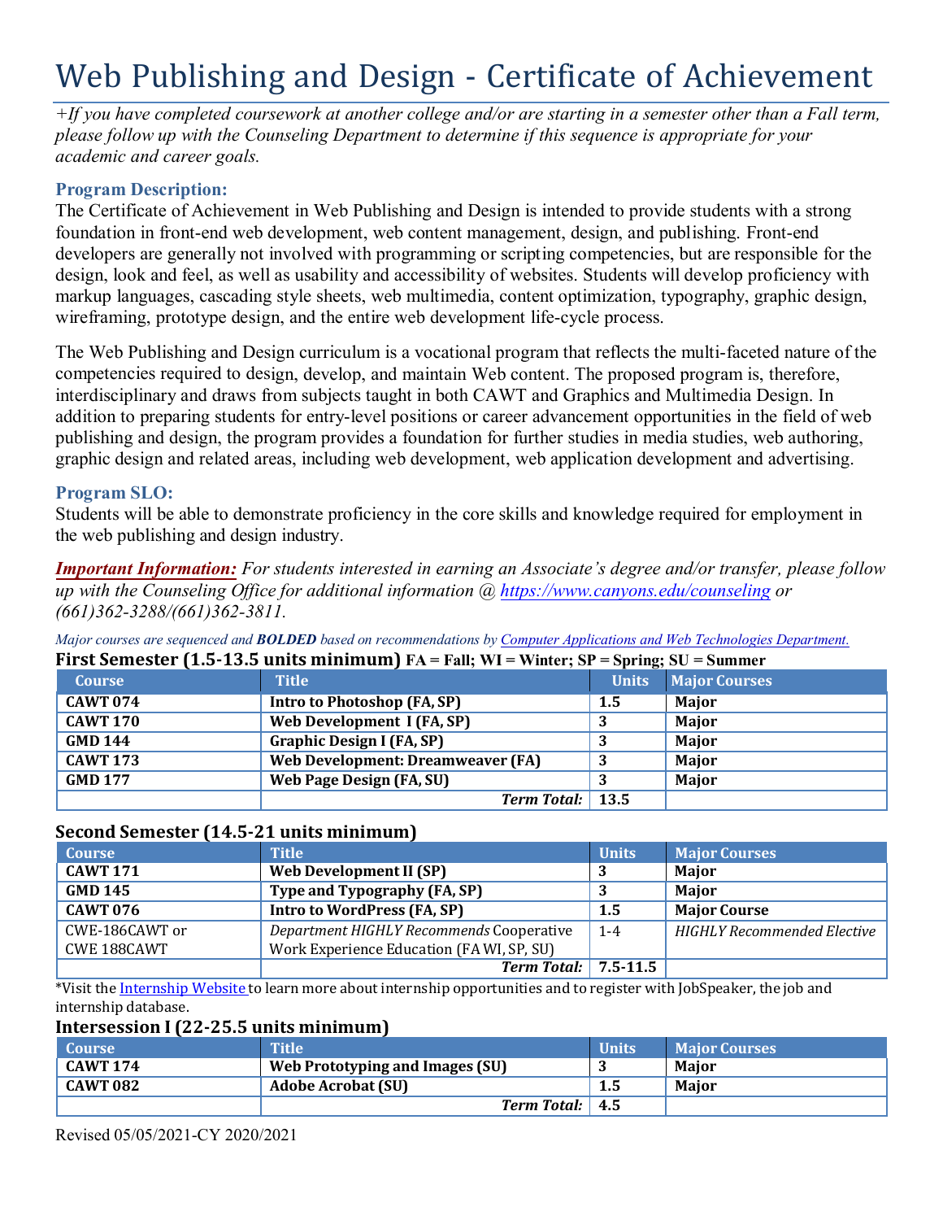# Web Publishing and Design - Certificate of Achievement

*+If you have completed coursework at another college and/or are starting in a semester other than a Fall term, please follow up with the Counseling Department to determine if this sequence is appropriate for your academic and career goals.*

### Program Description:

The Certificate of Achievement in Web Publishing and Design is intended to provide students with a strong foundation in front-end web development, web content management, design, and publishing. Front-end developers are generally not involved with programming or scripting competencies, but are responsible for the design, look and feel, as well as usability and accessibility of websites. Students will develop proficiency with markup languages, cascading style sheets, web multimedia, content optimization, typography, graphic design, wireframing, prototype design, and the entire web development life-cycle process.

The Web Publishing and Design curriculum is a vocational program that reflects the multi-faceted nature of the competencies required to design, develop, and maintain Web content. The proposed program is, therefore, interdisciplinary and draws from subjects taught in both CAWT and Graphics and Multimedia Design. In addition to preparing students for entry-level positions or career advancement opportunities in the field of web publishing and design, the program provides a foundation for further studies in media studies, web authoring, graphic design and related areas, including web development, web application development and advertising.

### Program SLO:

Students will be able to demonstrate proficiency in the core skills and knowledge required for employment in the web publishing and design industry.

***Important Information:*** *For students interested in earning an Associate's degree and/or transfer, please follow up with the Counseling Office for additional information @ https://www.canyons.edu/counseling or (661)362-3288/(661)362-3811.*

*Major courses are sequenced and **BOLDED** based on recommendations by Computer Applications and Web Technologies Department.*

### First Semester (1.5-13.5 units minimum) FA = Fall; WI = Winter; SP = Spring; SU = Summer

| Course | Title | Units | Major Courses |
|---|---|---|---|
| **CAWT 074** | **Intro to Photoshop (FA, SP)** | **1.5** | **Major** |
| **CAWT 170** | **Web Development I (FA, SP)** | **3** | **Major** |
| **GMD 144** | **Graphic Design I (FA, SP)** | **3** | **Major** |
| **CAWT 173** | **Web Development: Dreamweaver (FA)** | **3** | **Major** |
| **GMD 177** | **Web Page Design (FA, SU)** | **3** | **Major** |
| | ***Term Total:*** | **13.5** | |

### Second Semester (14.5-21 units minimum)

| Course | Title | Units | Major Courses |
|---|---|---|---|
| **CAWT 171** | **Web Development II (SP)** | **3** | **Major** |
| **GMD 145** | **Type and Typography (FA, SP)** | **3** | **Major** |
| **CAWT 076** | **Intro to WordPress (FA, SP)** | **1.5** | **Major Course** |
| CWE-186CAWT or CWE 188CAWT | *Department HIGHLY Recommends* Cooperative Work Experience Education (FA WI, SP, SU) | 1-4 | *HIGHLY Recommended Elective* |
| | ***Term Total:*** | **7.5-11.5** | |

*Visit the Internship Website to learn more about internship opportunities and to register with JobSpeaker, the job and internship database.

### Intersession I (22-25.5 units minimum)

| Course | Title | Units | Major Courses |
|---|---|---|---|
| **CAWT 174** | **Web Prototyping and Images (SU)** | **3** | **Major** |
| **CAWT 082** | **Adobe Acrobat (SU)** | **1.5** | **Major** |
| | ***Term Total:*** | **4.5** | |

Revised 05/05/2021-CY 2020/2021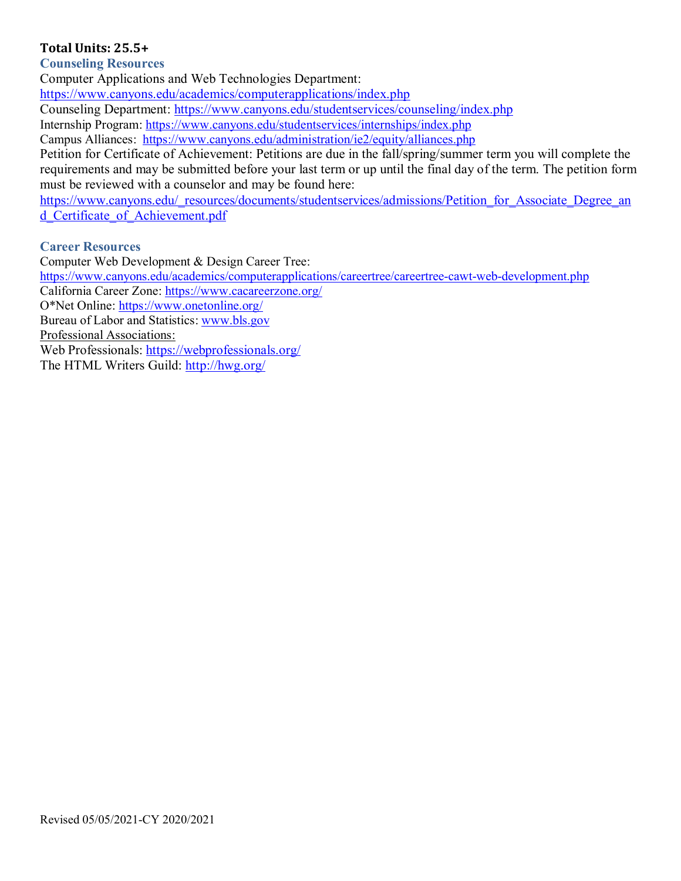**Total Units: 25.5+**

## Counseling Resources

Computer Applications and Web Technologies Department:
https://www.canyons.edu/academics/computerapplications/index.php
Counseling Department: https://www.canyons.edu/studentservices/counseling/index.php
Internship Program: https://www.canyons.edu/studentservices/internships/index.php
Campus Alliances: https://www.canyons.edu/administration/ie2/equity/alliances.php
Petition for Certificate of Achievement: Petitions are due in the fall/spring/summer term you will complete the requirements and may be submitted before your last term or up until the final day of the term. The petition form must be reviewed with a counselor and may be found here:
https://www.canyons.edu/_resources/documents/studentservices/admissions/Petition_for_Associate_Degree_and_Certificate_of_Achievement.pdf

## Career Resources

Computer Web Development & Design Career Tree:
https://www.canyons.edu/academics/computerapplications/careertree/careertree-cawt-web-development.php
California Career Zone: https://www.cacareerzone.org/
O*Net Online: https://www.onetonline.org/
Bureau of Labor and Statistics: www.bls.gov
Professional Associations:
Web Professionals: https://webprofessionals.org/
The HTML Writers Guild: http://hwg.org/

Revised 05/05/2021-CY 2020/2021